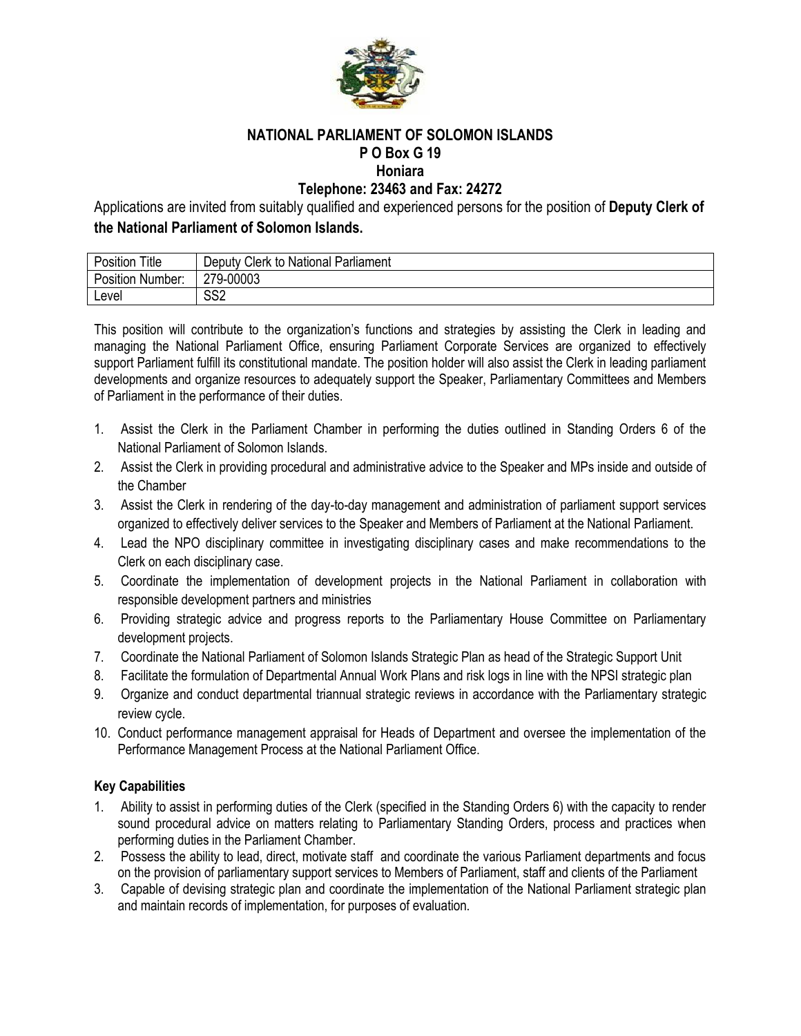**NATIONAL PARLIAMENT OF SOLOMON ISLANDS**
**P O Box G 19**
**Honiara**
**Telephone: 23463 and Fax: 24272**

Applications are invited from suitably qualified and experienced persons for the position of **Deputy Clerk of the National Parliament of Solomon Islands.**

| Position Title | Deputy Clerk to National Parliament |
|---|---|
| Position Number: | 279-00003 |
| Level | SS2 |

This position will contribute to the organization's functions and strategies by assisting the Clerk in leading and managing the National Parliament Office, ensuring Parliament Corporate Services are organized to effectively support Parliament fulfill its constitutional mandate. The position holder will also assist the Clerk in leading parliament developments and organize resources to adequately support the Speaker, Parliamentary Committees and Members of Parliament in the performance of their duties.

1. Assist the Clerk in the Parliament Chamber in performing the duties outlined in Standing Orders 6 of the National Parliament of Solomon Islands.
2. Assist the Clerk in providing procedural and administrative advice to the Speaker and MPs inside and outside of the Chamber
3. Assist the Clerk in rendering of the day-to-day management and administration of parliament support services organized to effectively deliver services to the Speaker and Members of Parliament at the National Parliament.
4. Lead the NPO disciplinary committee in investigating disciplinary cases and make recommendations to the Clerk on each disciplinary case.
5. Coordinate the implementation of development projects in the National Parliament in collaboration with responsible development partners and ministries
6. Providing strategic advice and progress reports to the Parliamentary House Committee on Parliamentary development projects.
7. Coordinate the National Parliament of Solomon Islands Strategic Plan as head of the Strategic Support Unit
8. Facilitate the formulation of Departmental Annual Work Plans and risk logs in line with the NPSI strategic plan
9. Organize and conduct departmental triannual strategic reviews in accordance with the Parliamentary strategic review cycle.
10. Conduct performance management appraisal for Heads of Department and oversee the implementation of the Performance Management Process at the National Parliament Office.

**Key Capabilities**

1. Ability to assist in performing duties of the Clerk (specified in the Standing Orders 6) with the capacity to render sound procedural advice on matters relating to Parliamentary Standing Orders, process and practices when performing duties in the Parliament Chamber.
2. Possess the ability to lead, direct, motivate staff and coordinate the various Parliament departments and focus on the provision of parliamentary support services to Members of Parliament, staff and clients of the Parliament
3. Capable of devising strategic plan and coordinate the implementation of the National Parliament strategic plan and maintain records of implementation, for purposes of evaluation.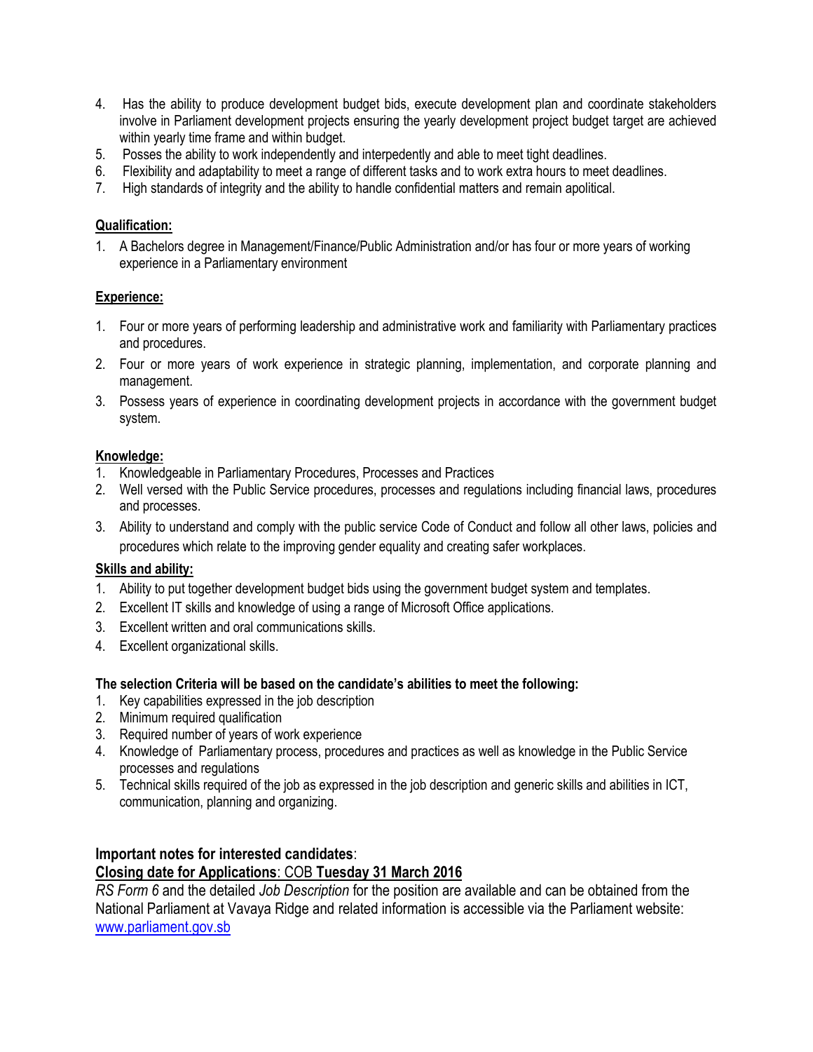4. Has the ability to produce development budget bids, execute development plan and coordinate stakeholders involve in Parliament development projects ensuring the yearly development project budget target are achieved within yearly time frame and within budget.
5. Posses the ability to work independently and interpedently and able to meet tight deadlines.
6. Flexibility and adaptability to meet a range of different tasks and to work extra hours to meet deadlines.
7. High standards of integrity and the ability to handle confidential matters and remain apolitical.

**Qualification:**

1. A Bachelors degree in Management/Finance/Public Administration and/or has four or more years of working experience in a Parliamentary environment

**Experience:**

1. Four or more years of performing leadership and administrative work and familiarity with Parliamentary practices and procedures.
2. Four or more years of work experience in strategic planning, implementation, and corporate planning and management.
3. Possess years of experience in coordinating development projects in accordance with the government budget system.

**Knowledge:**

1. Knowledgeable in Parliamentary Procedures, Processes and Practices
2. Well versed with the Public Service procedures, processes and regulations including financial laws, procedures and processes.
3. Ability to understand and comply with the public service Code of Conduct and follow all other laws, policies and procedures which relate to the improving gender equality and creating safer workplaces.

**Skills and ability:**

1. Ability to put together development budget bids using the government budget system and templates.
2. Excellent IT skills and knowledge of using a range of Microsoft Office applications.
3. Excellent written and oral communications skills.
4. Excellent organizational skills.

**The selection Criteria will be based on the candidate's abilities to meet the following:**

1. Key capabilities expressed in the job description
2. Minimum required qualification
3. Required number of years of work experience
4. Knowledge of Parliamentary process, procedures and practices as well as knowledge in the Public Service processes and regulations
5. Technical skills required of the job as expressed in the job description and generic skills and abilities in ICT, communication, planning and organizing.

**Important notes for interested candidates**:

**Closing date for Applications**: COB **Tuesday 31 March 2016**

*RS Form 6* and the detailed *Job Description* for the position are available and can be obtained from the National Parliament at Vavaya Ridge and related information is accessible via the Parliament website: www.parliament.gov.sb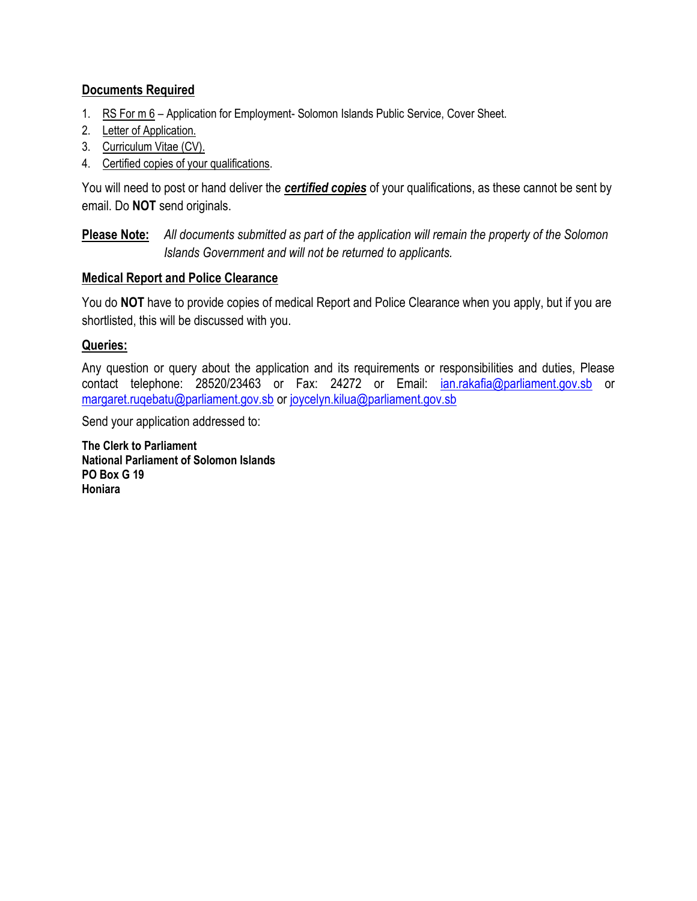**Documents Required**

1. RS For m 6 – Application for Employment- Solomon Islands Public Service, Cover Sheet.
2. Letter of Application.
3. Curriculum Vitae (CV).
4. Certified copies of your qualifications.

You will need to post or hand deliver the ***certified copies*** of your qualifications, as these cannot be sent by email. Do **NOT** send originals.

**Please Note:** *All documents submitted as part of the application will remain the property of the Solomon Islands Government and will not be returned to applicants.*

**Medical Report and Police Clearance**

You do **NOT** have to provide copies of medical Report and Police Clearance when you apply, but if you are shortlisted, this will be discussed with you.

**Queries:**

Any question or query about the application and its requirements or responsibilities and duties, Please contact telephone: 28520/23463 or Fax: 24272 or Email: ian.rakafia@parliament.gov.sb or margaret.ruqebatu@parliament.gov.sb or joycelyn.kilua@parliament.gov.sb

Send your application addressed to:

**The Clerk to Parliament**
**National Parliament of Solomon Islands**
**PO Box G 19**
**Honiara**